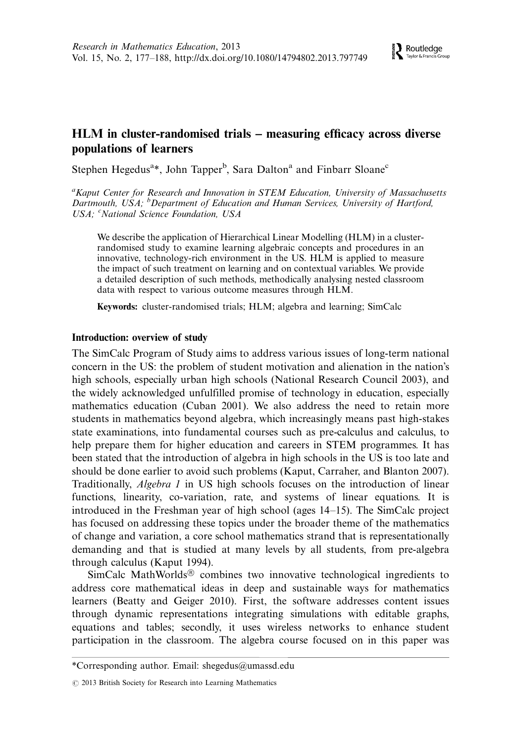# HLM in cluster-randomised trials – measuring efficacy across diverse populations of learners

Stephen Hegedus[a]*, John Tapper[b], Sara Dalton[a] and Finbarr Sloane[c]

[a]*Kaput Center for Research and Innovation in STEM Education, University of Massachusetts Dartmouth, USA;* [b]*Department of Education and Human Services, University of Hartford, USA;* [c]*National Science Foundation, USA*

> We describe the application of Hierarchical Linear Modelling (HLM) in a cluster-randomised study to examine learning algebraic concepts and procedures in an innovative, technology-rich environment in the US. HLM is applied to measure the impact of such treatment on learning and on contextual variables. We provide a detailed description of such methods, methodically analysing nested classroom data with respect to various outcome measures through HLM.
>
> **Keywords:** cluster-randomised trials; HLM; algebra and learning; SimCalc

## Introduction: overview of study

The SimCalc Program of Study aims to address various issues of long-term national concern in the US: the problem of student motivation and alienation in the nation's high schools, especially urban high schools (National Research Council 2003), and the widely acknowledged unfulfilled promise of technology in education, especially mathematics education (Cuban 2001). We also address the need to retain more students in mathematics beyond algebra, which increasingly means past high-stakes state examinations, into fundamental courses such as pre-calculus and calculus, to help prepare them for higher education and careers in STEM programmes. It has been stated that the introduction of algebra in high schools in the US is too late and should be done earlier to avoid such problems (Kaput, Carraher, and Blanton 2007). Traditionally, *Algebra 1* in US high schools focuses on the introduction of linear functions, linearity, co-variation, rate, and systems of linear equations. It is introduced in the Freshman year of high school (ages 14–15). The SimCalc project has focused on addressing these topics under the broader theme of the mathematics of change and variation, a core school mathematics strand that is representationally demanding and that is studied at many levels by all students, from pre-algebra through calculus (Kaput 1994).

SimCalc MathWorlds® combines two innovative technological ingredients to address core mathematical ideas in deep and sustainable ways for mathematics learners (Beatty and Geiger 2010). First, the software addresses content issues through dynamic representations integrating simulations with editable graphs, equations and tables; secondly, it uses wireless networks to enhance student participation in the classroom. The algebra course focused on in this paper was

*Corresponding author. Email: shegedus@umassd.edu

© 2013 British Society for Research into Learning Mathematics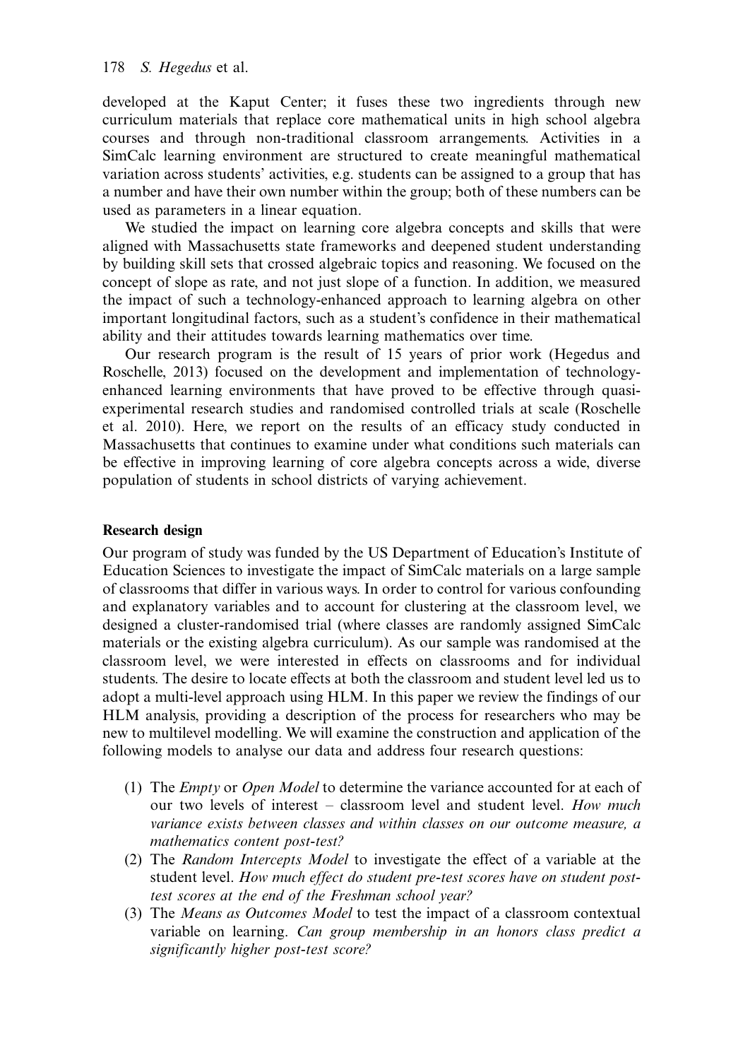developed at the Kaput Center; it fuses these two ingredients through new curriculum materials that replace core mathematical units in high school algebra courses and through non-traditional classroom arrangements. Activities in a SimCalc learning environment are structured to create meaningful mathematical variation across students' activities, e.g. students can be assigned to a group that has a number and have their own number within the group; both of these numbers can be used as parameters in a linear equation.

We studied the impact on learning core algebra concepts and skills that were aligned with Massachusetts state frameworks and deepened student understanding by building skill sets that crossed algebraic topics and reasoning. We focused on the concept of slope as rate, and not just slope of a function. In addition, we measured the impact of such a technology-enhanced approach to learning algebra on other important longitudinal factors, such as a student's confidence in their mathematical ability and their attitudes towards learning mathematics over time.

Our research program is the result of 15 years of prior work (Hegedus and Roschelle, 2013) focused on the development and implementation of technology-enhanced learning environments that have proved to be effective through quasi-experimental research studies and randomised controlled trials at scale (Roschelle et al. 2010). Here, we report on the results of an efficacy study conducted in Massachusetts that continues to examine under what conditions such materials can be effective in improving learning of core algebra concepts across a wide, diverse population of students in school districts of varying achievement.

## Research design

Our program of study was funded by the US Department of Education's Institute of Education Sciences to investigate the impact of SimCalc materials on a large sample of classrooms that differ in various ways. In order to control for various confounding and explanatory variables and to account for clustering at the classroom level, we designed a cluster-randomised trial (where classes are randomly assigned SimCalc materials or the existing algebra curriculum). As our sample was randomised at the classroom level, we were interested in effects on classrooms and for individual students. The desire to locate effects at both the classroom and student level led us to adopt a multi-level approach using HLM. In this paper we review the findings of our HLM analysis, providing a description of the process for researchers who may be new to multilevel modelling. We will examine the construction and application of the following models to analyse our data and address four research questions:

1. The *Empty* or *Open Model* to determine the variance accounted for at each of our two levels of interest – classroom level and student level. *How much variance exists between classes and within classes on our outcome measure, a mathematics content post-test?*
2. The *Random Intercepts Model* to investigate the effect of a variable at the student level. *How much effect do student pre-test scores have on student post-test scores at the end of the Freshman school year?*
3. The *Means as Outcomes Model* to test the impact of a classroom contextual variable on learning. *Can group membership in an honors class predict a significantly higher post-test score?*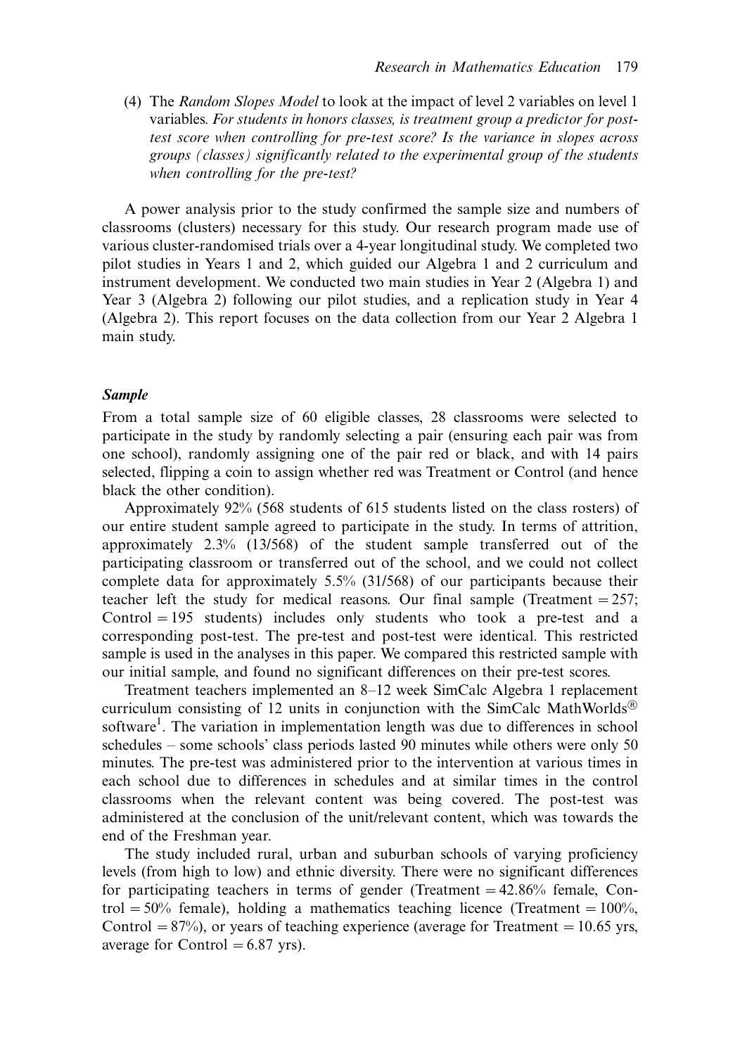(4) The *Random Slopes Model* to look at the impact of level 2 variables on level 1 variables. *For students in honors classes, is treatment group a predictor for post-test score when controlling for pre-test score? Is the variance in slopes across groups (classes) significantly related to the experimental group of the students when controlling for the pre-test?*

A power analysis prior to the study confirmed the sample size and numbers of classrooms (clusters) necessary for this study. Our research program made use of various cluster-randomised trials over a 4-year longitudinal study. We completed two pilot studies in Years 1 and 2, which guided our Algebra 1 and 2 curriculum and instrument development. We conducted two main studies in Year 2 (Algebra 1) and Year 3 (Algebra 2) following our pilot studies, and a replication study in Year 4 (Algebra 2). This report focuses on the data collection from our Year 2 Algebra 1 main study.

### *Sample*

From a total sample size of 60 eligible classes, 28 classrooms were selected to participate in the study by randomly selecting a pair (ensuring each pair was from one school), randomly assigning one of the pair red or black, and with 14 pairs selected, flipping a coin to assign whether red was Treatment or Control (and hence black the other condition).

Approximately 92% (568 students of 615 students listed on the class rosters) of our entire student sample agreed to participate in the study. In terms of attrition, approximately 2.3% (13/568) of the student sample transferred out of the participating classroom or transferred out of the school, and we could not collect complete data for approximately 5.5% (31/568) of our participants because their teacher left the study for medical reasons. Our final sample (Treatment = 257; Control = 195 students) includes only students who took a pre-test and a corresponding post-test. The pre-test and post-test were identical. This restricted sample is used in the analyses in this paper. We compared this restricted sample with our initial sample, and found no significant differences on their pre-test scores.

Treatment teachers implemented an 8–12 week SimCalc Algebra 1 replacement curriculum consisting of 12 units in conjunction with the SimCalc MathWorlds® software[1]. The variation in implementation length was due to differences in school schedules – some schools' class periods lasted 90 minutes while others were only 50 minutes. The pre-test was administered prior to the intervention at various times in each school due to differences in schedules and at similar times in the control classrooms when the relevant content was being covered. The post-test was administered at the conclusion of the unit/relevant content, which was towards the end of the Freshman year.

The study included rural, urban and suburban schools of varying proficiency levels (from high to low) and ethnic diversity. There were no significant differences for participating teachers in terms of gender (Treatment = 42.86% female, Control = 50% female), holding a mathematics teaching licence (Treatment = 100%, Control = 87%), or years of teaching experience (average for Treatment = 10.65 yrs, average for Control = 6.87 yrs).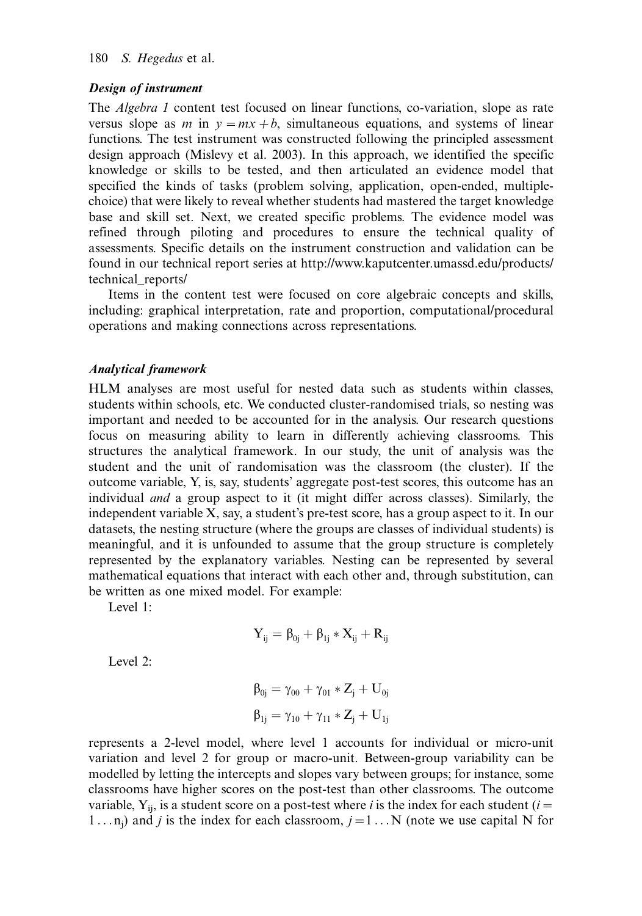### *Design of instrument*

The *Algebra 1* content test focused on linear functions, co-variation, slope as rate versus slope as $m$ in $y = mx + b$, simultaneous equations, and systems of linear functions. The test instrument was constructed following the principled assessment design approach (Mislevy et al. 2003). In this approach, we identified the specific knowledge or skills to be tested, and then articulated an evidence model that specified the kinds of tasks (problem solving, application, open-ended, multiple-choice) that were likely to reveal whether students had mastered the target knowledge base and skill set. Next, we created specific problems. The evidence model was refined through piloting and procedures to ensure the technical quality of assessments. Specific details on the instrument construction and validation can be found in our technical report series at http://www.kaputcenter.umassd.edu/products/technical_reports/

Items in the content test were focused on core algebraic concepts and skills, including: graphical interpretation, rate and proportion, computational/procedural operations and making connections across representations.

### *Analytical framework*

HLM analyses are most useful for nested data such as students within classes, students within schools, etc. We conducted cluster-randomised trials, so nesting was important and needed to be accounted for in the analysis. Our research questions focus on measuring ability to learn in differently achieving classrooms. This structures the analytical framework. In our study, the unit of analysis was the student and the unit of randomisation was the classroom (the cluster). If the outcome variable, Y, is, say, students' aggregate post-test scores, this outcome has an individual *and* a group aspect to it (it might differ across classes). Similarly, the independent variable X, say, a student's pre-test score, has a group aspect to it. In our datasets, the nesting structure (where the groups are classes of individual students) is meaningful, and it is unfounded to assume that the group structure is completely represented by the explanatory variables. Nesting can be represented by several mathematical equations that interact with each other and, through substitution, can be written as one mixed model. For example:

Level 1:

$$Y_{ij} = \beta_{0j} + \beta_{1j} * X_{ij} + R_{ij}$$

Level 2:

$$\beta_{0j} = \gamma_{00} + \gamma_{01} * Z_j + U_{0j}$$

$$\beta_{1j} = \gamma_{10} + \gamma_{11} * Z_j + U_{1j}$$

represents a 2-level model, where level 1 accounts for individual or micro-unit variation and level 2 for group or macro-unit. Between-group variability can be modelled by letting the intercepts and slopes vary between groups; for instance, some classrooms have higher scores on the post-test than other classrooms. The outcome variable, $Y_{ij}$, is a student score on a post-test where $i$ is the index for each student ($i = 1 \ldots n_j$) and $j$ is the index for each classroom, $j = 1 \ldots N$ (note we use capital N for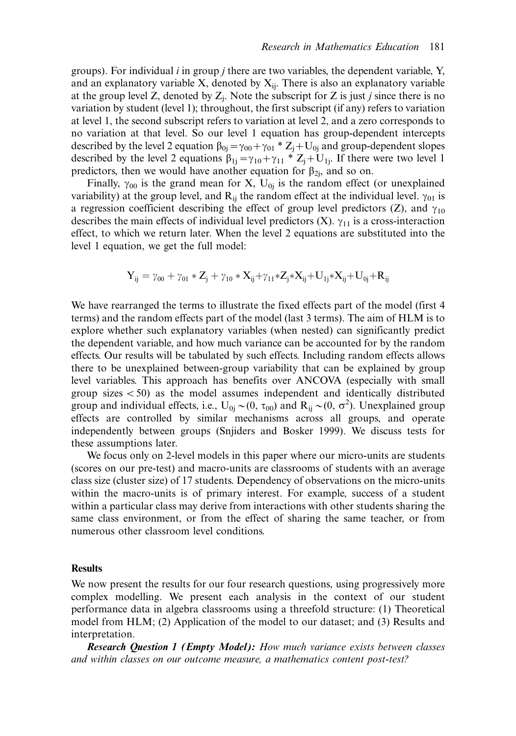groups). For individual $i$ in group $j$ there are two variables, the dependent variable, Y, and an explanatory variable X, denoted by $X_{ij}$. There is also an explanatory variable at the group level Z, denoted by $Z_j$. Note the subscript for Z is just $j$ since there is no variation by student (level 1); throughout, the first subscript (if any) refers to variation at level 1, the second subscript refers to variation at level 2, and a zero corresponds to no variation at that level. So our level 1 equation has group-dependent intercepts described by the level 2 equation $\beta_{0j} = \gamma_{00} + \gamma_{01} * Z_j + U_{0j}$ and group-dependent slopes described by the level 2 equations $\beta_{1j} = \gamma_{10} + \gamma_{11} * Z_j + U_{1j}$. If there were two level 1 predictors, then we would have another equation for $\beta_{2j}$, and so on.

Finally, $\gamma_{00}$ is the grand mean for X, $U_{0j}$ is the random effect (or unexplained variability) at the group level, and $R_{ij}$ the random effect at the individual level. $\gamma_{01}$ is a regression coefficient describing the effect of group level predictors (Z), and $\gamma_{10}$ describes the main effects of individual level predictors (X). $\gamma_{11}$ is a cross-interaction effect, to which we return later. When the level 2 equations are substituted into the level 1 equation, we get the full model:

$$Y_{ij} = \gamma_{00} + \gamma_{01} * Z_j + \gamma_{10} * X_{ij} + \gamma_{11} * Z_j * X_{ij} + U_{1j} * X_{ij} + U_{0j} + R_{ij}$$

We have rearranged the terms to illustrate the fixed effects part of the model (first 4 terms) and the random effects part of the model (last 3 terms). The aim of HLM is to explore whether such explanatory variables (when nested) can significantly predict the dependent variable, and how much variance can be accounted for by the random effects. Our results will be tabulated by such effects. Including random effects allows there to be unexplained between-group variability that can be explained by group level variables. This approach has benefits over ANCOVA (especially with small group sizes $< 50$) as the model assumes independent and identically distributed group and individual effects, i.e., $U_{0j} \sim (0, \tau_{00})$ and $R_{ij} \sim (0, \sigma^2)$. Unexplained group effects are controlled by similar mechanisms across all groups, and operate independently between groups (Snjiders and Bosker 1999). We discuss tests for these assumptions later.

We focus only on 2-level models in this paper where our micro-units are students (scores on our pre-test) and macro-units are classrooms of students with an average class size (cluster size) of 17 students. Dependency of observations on the micro-units within the macro-units is of primary interest. For example, success of a student within a particular class may derive from interactions with other students sharing the same class environment, or from the effect of sharing the same teacher, or from numerous other classroom level conditions.

## Results

We now present the results for our four research questions, using progressively more complex modelling. We present each analysis in the context of our student performance data in algebra classrooms using a threefold structure: (1) Theoretical model from HLM; (2) Application of the model to our dataset; and (3) Results and interpretation.

***Research Question 1 (Empty Model):*** *How much variance exists between classes and within classes on our outcome measure, a mathematics content post-test?*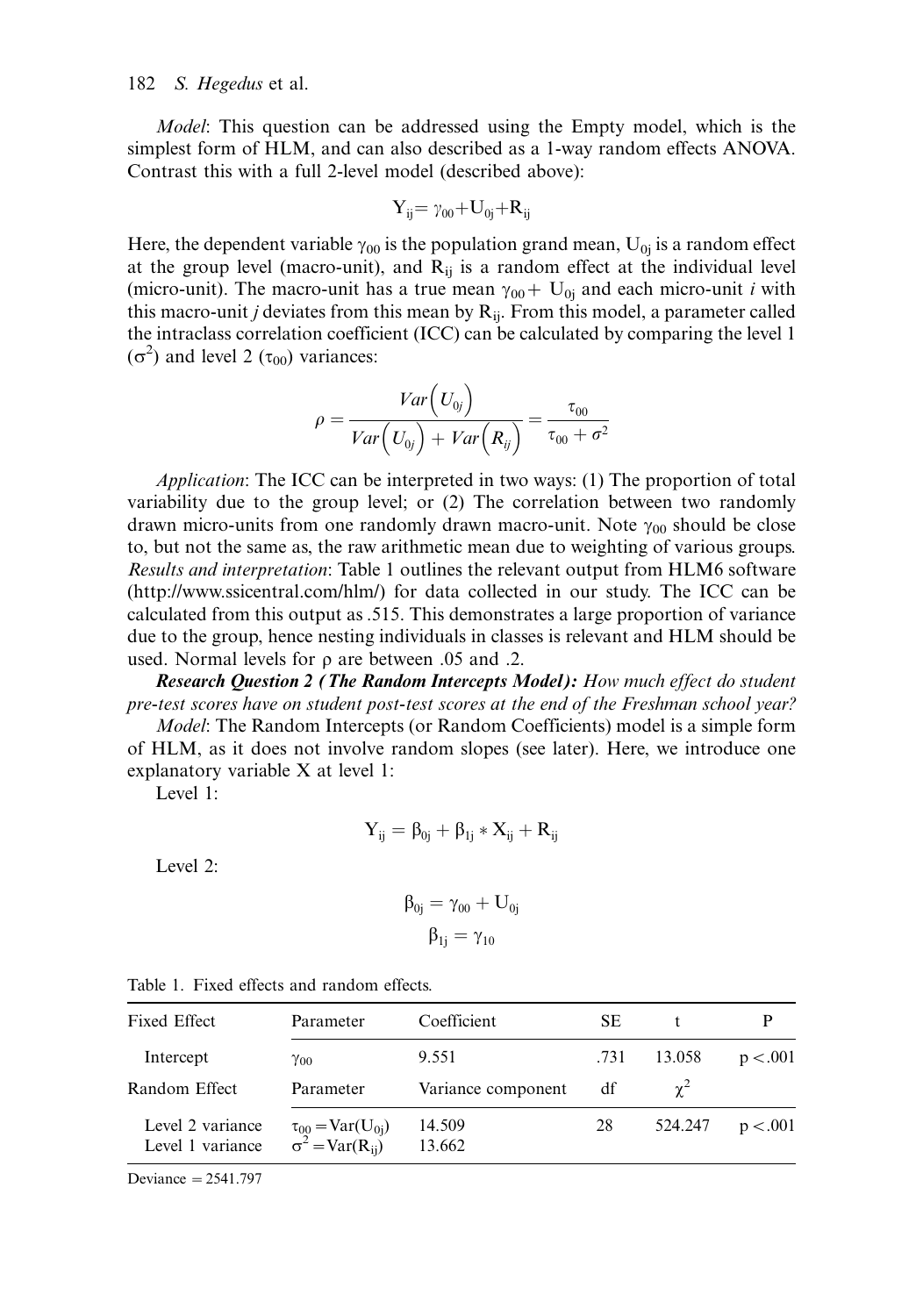*Model*: This question can be addressed using the Empty model, which is the simplest form of HLM, and can also described as a 1-way random effects ANOVA. Contrast this with a full 2-level model (described above):

$$Y_{ij} = \gamma_{00} + U_{0j} + R_{ij}$$

Here, the dependent variable $\gamma_{00}$ is the population grand mean, $U_{0j}$ is a random effect at the group level (macro-unit), and $R_{ij}$ is a random effect at the individual level (micro-unit). The macro-unit has a true mean $\gamma_{00} + U_{0j}$ and each micro-unit *i* with this macro-unit *j* deviates from this mean by $R_{ij}$. From this model, a parameter called the intraclass correlation coefficient (ICC) can be calculated by comparing the level 1 ($\sigma^2$) and level 2 ($\tau_{00}$) variances:

$$\rho = \frac{Var\left(U_{0j}\right)}{Var\left(U_{0j}\right) + Var\left(R_{ij}\right)} = \frac{\tau_{00}}{\tau_{00} + \sigma^2}$$

*Application*: The ICC can be interpreted in two ways: (1) The proportion of total variability due to the group level; or (2) The correlation between two randomly drawn micro-units from one randomly drawn macro-unit. Note $\gamma_{00}$ should be close to, but not the same as, the raw arithmetic mean due to weighting of various groups. *Results and interpretation*: Table 1 outlines the relevant output from HLM6 software (http://www.ssicentral.com/hlm/) for data collected in our study. The ICC can be calculated from this output as .515. This demonstrates a large proportion of variance due to the group, hence nesting individuals in classes is relevant and HLM should be used. Normal levels for $\rho$ are between .05 and .2.

***Research Question 2 (The Random Intercepts Model):*** *How much effect do student pre-test scores have on student post-test scores at the end of the Freshman school year?*

*Model*: The Random Intercepts (or Random Coefficients) model is a simple form of HLM, as it does not involve random slopes (see later). Here, we introduce one explanatory variable X at level 1:

Level 1:

$$Y_{ij} = \beta_{0j} + \beta_{1j} * X_{ij} + R_{ij}$$

Level 2:

$$\beta_{0j} = \gamma_{00} + U_{0j}$$

$$\beta_{1j} = \gamma_{10}$$

Table 1. Fixed effects and random effects.

| Fixed Effect | Parameter | Coefficient | SE | t | P |
|---|---|---|---|---|---|
| Intercept | $\gamma_{00}$ | 9.551 | .731 | 13.058 | $p < .001$ |
| Random Effect | Parameter | Variance component | df | $\chi^2$ | |
| Level 2 variance | $\tau_{00} = Var(U_{0j})$ | 14.509 | 28 | 524.247 | $p < .001$ |
| Level 1 variance | $\sigma^2 = Var(R_{ij})$ | 13.662 | | | |

Deviance = 2541.797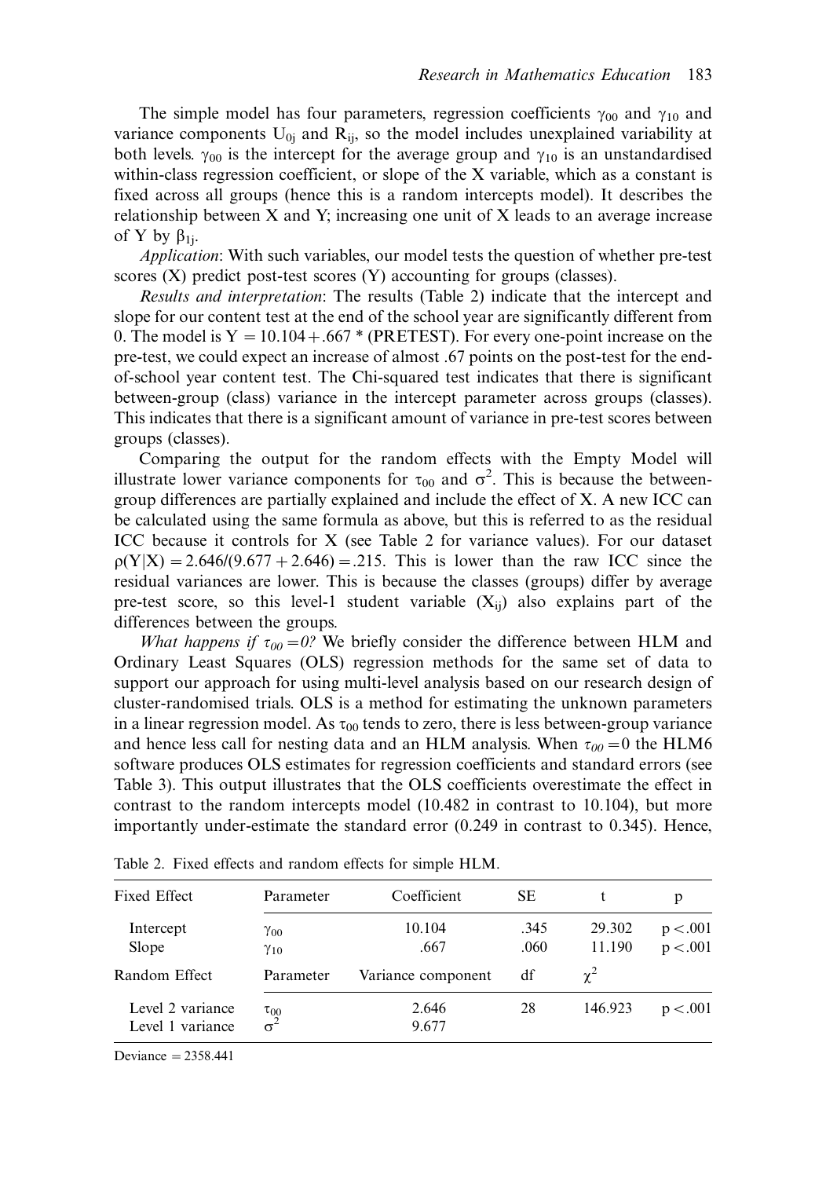The simple model has four parameters, regression coefficients $\gamma_{00}$ and $\gamma_{10}$ and variance components $U_{0j}$ and $R_{ij}$, so the model includes unexplained variability at both levels. $\gamma_{00}$ is the intercept for the average group and $\gamma_{10}$ is an unstandardised within-class regression coefficient, or slope of the X variable, which as a constant is fixed across all groups (hence this is a random intercepts model). It describes the relationship between X and Y; increasing one unit of X leads to an average increase of Y by $\beta_{1j}$.

*Application*: With such variables, our model tests the question of whether pre-test scores (X) predict post-test scores (Y) accounting for groups (classes).

*Results and interpretation*: The results (Table 2) indicate that the intercept and slope for our content test at the end of the school year are significantly different from 0. The model is $Y = 10.104 + .667 * (\text{PRETEST})$. For every one-point increase on the pre-test, we could expect an increase of almost .67 points on the post-test for the end-of-school year content test. The Chi-squared test indicates that there is significant between-group (class) variance in the intercept parameter across groups (classes). This indicates that there is a significant amount of variance in pre-test scores between groups (classes).

Comparing the output for the random effects with the Empty Model will illustrate lower variance components for $\tau_{00}$ and $\sigma^2$. This is because the between-group differences are partially explained and include the effect of X. A new ICC can be calculated using the same formula as above, but this is referred to as the residual ICC because it controls for X (see Table 2 for variance values). For our dataset $\rho(Y|X) = 2.646/(9.677 + 2.646) = .215$. This is lower than the raw ICC since the residual variances are lower. This is because the classes (groups) differ by average pre-test score, so this level-1 student variable ($X_{ij}$) also explains part of the differences between the groups.

*What happens if $\tau_{00} = 0$?* We briefly consider the difference between HLM and Ordinary Least Squares (OLS) regression methods for the same set of data to support our approach for using multi-level analysis based on our research design of cluster-randomised trials. OLS is a method for estimating the unknown parameters in a linear regression model. As $\tau_{00}$ tends to zero, there is less between-group variance and hence less call for nesting data and an HLM analysis. When $\tau_{00} = 0$ the HLM6 software produces OLS estimates for regression coefficients and standard errors (see Table 3). This output illustrates that the OLS coefficients overestimate the effect in contrast to the random intercepts model (10.482 in contrast to 10.104), but more importantly under-estimate the standard error (0.249 in contrast to 0.345). Hence,

Table 2. Fixed effects and random effects for simple HLM.

| Fixed Effect | Parameter | Coefficient | SE | t | p |
|---|---|---|---|---|---|
| Intercept | $\gamma_{00}$ | 10.104 | .345 | 29.302 | $p < .001$ |
| Slope | $\gamma_{10}$ | .667 | .060 | 11.190 | $p < .001$ |
| Random Effect | Parameter | Variance component | df | $\chi^2$ | |
| Level 2 variance | $\tau_{00}$ | 2.646 | 28 | 146.923 | $p < .001$ |
| Level 1 variance | $\sigma^2$ | 9.677 | | | |

Deviance = 2358.441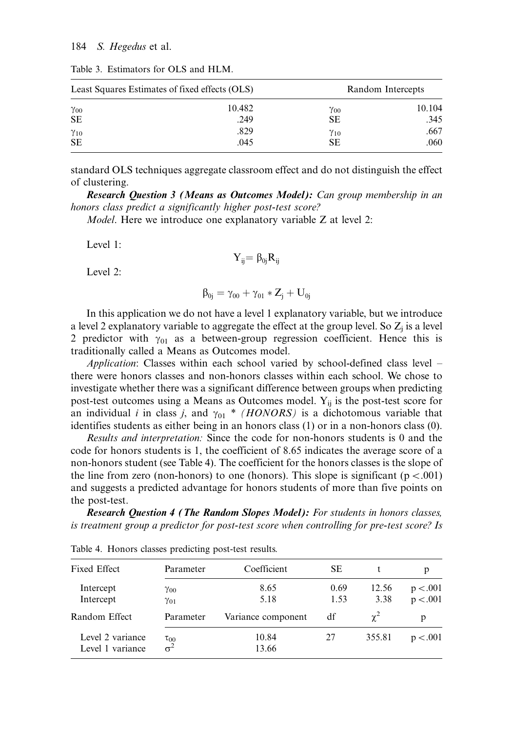Table 3. Estimators for OLS and HLM.

| Least Squares Estimates of fixed effects (OLS) | | Random Intercepts | |
|---|---|---|---|
| $\gamma_{00}$ | 10.482 | $\gamma_{00}$ | 10.104 |
| SE | .249 | SE | .345 |
| $\gamma_{10}$ | .829 | $\gamma_{10}$ | .667 |
| SE | .045 | SE | .060 |

standard OLS techniques aggregate classroom effect and do not distinguish the effect of clustering.

***Research Question 3 (Means as Outcomes Model):*** *Can group membership in an honors class predict a significantly higher post-test score?*

*Model*. Here we introduce one explanatory variable Z at level 2:

Level 1:

$$Y_{ij} = \beta_{0j} R_{ij}$$

Level 2:

$$\beta_{0j} = \gamma_{00} + \gamma_{01} * Z_j + U_{0j}$$

In this application we do not have a level 1 explanatory variable, but we introduce a level 2 explanatory variable to aggregate the effect at the group level. So $Z_j$ is a level 2 predictor with $\gamma_{01}$ as a between-group regression coefficient. Hence this is traditionally called a Means as Outcomes model.

*Application*: Classes within each school varied by school-defined class level – there were honors classes and non-honors classes within each school. We chose to investigate whether there was a significant difference between groups when predicting post-test outcomes using a Means as Outcomes model. $Y_{ij}$ is the post-test score for an individual *i* in class *j*, and $\gamma_{01}$ * *(HONORS)* is a dichotomous variable that identifies students as either being in an honors class (1) or in a non-honors class (0).

*Results and interpretation:* Since the code for non-honors students is 0 and the code for honors students is 1, the coefficient of 8.65 indicates the average score of a non-honors student (see Table 4). The coefficient for the honors classes is the slope of the line from zero (non-honors) to one (honors). This slope is significant ($p < .001$) and suggests a predicted advantage for honors students of more than five points on the post-test.

***Research Question 4 (The Random Slopes Model):*** *For students in honors classes, is treatment group a predictor for post-test score when controlling for pre-test score? Is*

Table 4. Honors classes predicting post-test results.

| Fixed Effect | Parameter | Coefficient | SE | t | p |
|---|---|---|---|---|---|
| Intercept | $\gamma_{00}$ | 8.65 | 0.69 | 12.56 | $p < .001$ |
| Intercept | $\gamma_{01}$ | 5.18 | 1.53 | 3.38 | $p < .001$ |
| Random Effect | Parameter | Variance component | df | $\chi^2$ | p |
| Level 2 variance | $\tau_{00}$ | 10.84 | 27 | 355.81 | $p < .001$ |
| Level 1 variance | $\sigma^2$ | 13.66 | | | |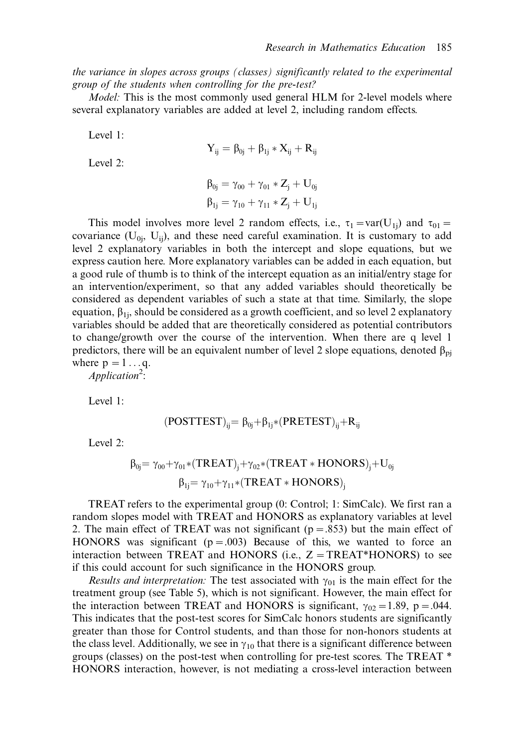*the variance in slopes across groups (classes) significantly related to the experimental group of the students when controlling for the pre-test?*

*Model:* This is the most commonly used general HLM for 2-level models where several explanatory variables are added at level 2, including random effects.

Level 1:

$$Y_{ij} = \beta_{0j} + \beta_{1j} * X_{ij} + R_{ij}$$

Level 2:

$$\beta_{0j} = \gamma_{00} + \gamma_{01} * Z_j + U_{0j}$$

$$\beta_{1j} = \gamma_{10} + \gamma_{11} * Z_j + U_{1j}$$

This model involves more level 2 random effects, i.e., $\tau_1 = \text{var}(U_{1j})$ and $\tau_{01} =$ covariance ($U_{0j}$, $U_{ij}$), and these need careful examination. It is customary to add level 2 explanatory variables in both the intercept and slope equations, but we express caution here. More explanatory variables can be added in each equation, but a good rule of thumb is to think of the intercept equation as an initial/entry stage for an intervention/experiment, so that any added variables should theoretically be considered as dependent variables of such a state at that time. Similarly, the slope equation, $\beta_{1j}$, should be considered as a growth coefficient, and so level 2 explanatory variables should be added that are theoretically considered as potential contributors to change/growth over the course of the intervention. When there are q level 1 predictors, there will be an equivalent number of level 2 slope equations, denoted $\beta_{pj}$ where $p = 1 \ldots q$.

*Application*[2]:

Level 1:

$$(\text{POSTTEST})_{ij} = \beta_{0j} + \beta_{1j} * (\text{PRETEST})_{ij} + R_{ij}$$

Level 2:

$$\beta_{0j} = \gamma_{00} + \gamma_{01} * (\text{TREAT})_j + \gamma_{02} * (\text{TREAT} * \text{HONORS})_j + U_{0j}$$

$$\beta_{1j} = \gamma_{10} + \gamma_{11} * (\text{TREAT} * \text{HONORS})_j$$

TREAT refers to the experimental group (0: Control; 1: SimCalc). We first ran a random slopes model with TREAT and HONORS as explanatory variables at level 2. The main effect of TREAT was not significant ($p = .853$) but the main effect of HONORS was significant ($p = .003$) Because of this, we wanted to force an interaction between TREAT and HONORS (i.e., Z = TREAT*HONORS) to see if this could account for such significance in the HONORS group.

*Results and interpretation:* The test associated with $\gamma_{01}$ is the main effect for the treatment group (see Table 5), which is not significant. However, the main effect for the interaction between TREAT and HONORS is significant, $\gamma_{02} = 1.89$, $p = .044$. This indicates that the post-test scores for SimCalc honors students are significantly greater than those for Control students, and than those for non-honors students at the class level. Additionally, we see in $\gamma_{10}$ that there is a significant difference between groups (classes) on the post-test when controlling for pre-test scores. The TREAT * HONORS interaction, however, is not mediating a cross-level interaction between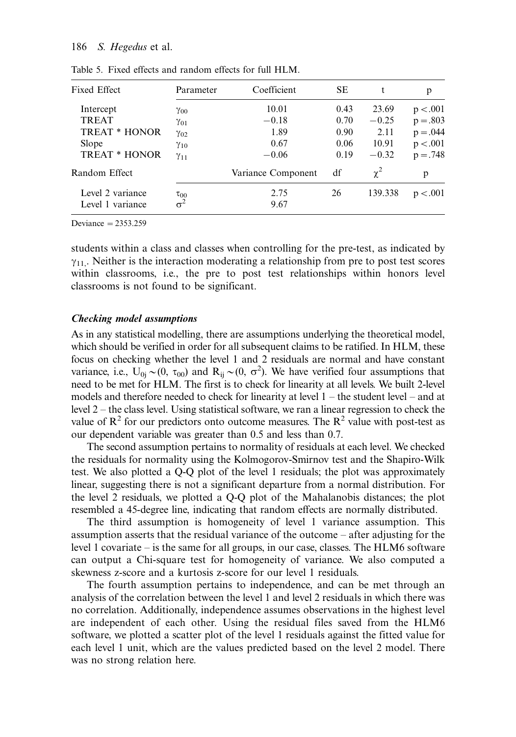Table 5. Fixed effects and random effects for full HLM.

| Fixed Effect | Parameter | Coefficient | SE | t | p |
|---|---|---|---|---|---|
| Intercept | $\gamma_{00}$ | 10.01 | 0.43 | 23.69 | $p < .001$ |
| TREAT | $\gamma_{01}$ | −0.18 | 0.70 | −0.25 | $p = .803$ |
| TREAT * HONOR | $\gamma_{02}$ | 1.89 | 0.90 | 2.11 | $p = .044$ |
| Slope | $\gamma_{10}$ | 0.67 | 0.06 | 10.91 | $p < .001$ |
| TREAT * HONOR | $\gamma_{11}$ | −0.06 | 0.19 | −0.32 | $p = .748$ |
| Random Effect | | Variance Component | df | $\chi^2$ | p |
| Level 2 variance | $\tau_{00}$ | 2.75 | 26 | 139.338 | $p < .001$ |
| Level 1 variance | $\sigma^2$ | 9.67 | | | |

Deviance = 2353.259

students within a class and classes when controlling for the pre-test, as indicated by $\gamma_{11,}$. Neither is the interaction moderating a relationship from pre to post test scores within classrooms, i.e., the pre to post test relationships within honors level classrooms is not found to be significant.

### *Checking model assumptions*

As in any statistical modelling, there are assumptions underlying the theoretical model, which should be verified in order for all subsequent claims to be ratified. In HLM, these focus on checking whether the level 1 and 2 residuals are normal and have constant variance, i.e., $U_{0j} \sim (0, \tau_{00})$ and $R_{ij} \sim (0, \sigma^2)$. We have verified four assumptions that need to be met for HLM. The first is to check for linearity at all levels. We built 2-level models and therefore needed to check for linearity at level 1 – the student level – and at level 2 – the class level. Using statistical software, we ran a linear regression to check the value of $R^2$ for our predictors onto outcome measures. The $R^2$ value with post-test as our dependent variable was greater than 0.5 and less than 0.7.

The second assumption pertains to normality of residuals at each level. We checked the residuals for normality using the Kolmogorov-Smirnov test and the Shapiro-Wilk test. We also plotted a Q-Q plot of the level 1 residuals; the plot was approximately linear, suggesting there is not a significant departure from a normal distribution. For the level 2 residuals, we plotted a Q-Q plot of the Mahalanobis distances; the plot resembled a 45-degree line, indicating that random effects are normally distributed.

The third assumption is homogeneity of level 1 variance assumption. This assumption asserts that the residual variance of the outcome – after adjusting for the level 1 covariate – is the same for all groups, in our case, classes. The HLM6 software can output a Chi-square test for homogeneity of variance. We also computed a skewness z-score and a kurtosis z-score for our level 1 residuals.

The fourth assumption pertains to independence, and can be met through an analysis of the correlation between the level 1 and level 2 residuals in which there was no correlation. Additionally, independence assumes observations in the highest level are independent of each other. Using the residual files saved from the HLM6 software, we plotted a scatter plot of the level 1 residuals against the fitted value for each level 1 unit, which are the values predicted based on the level 2 model. There was no strong relation here.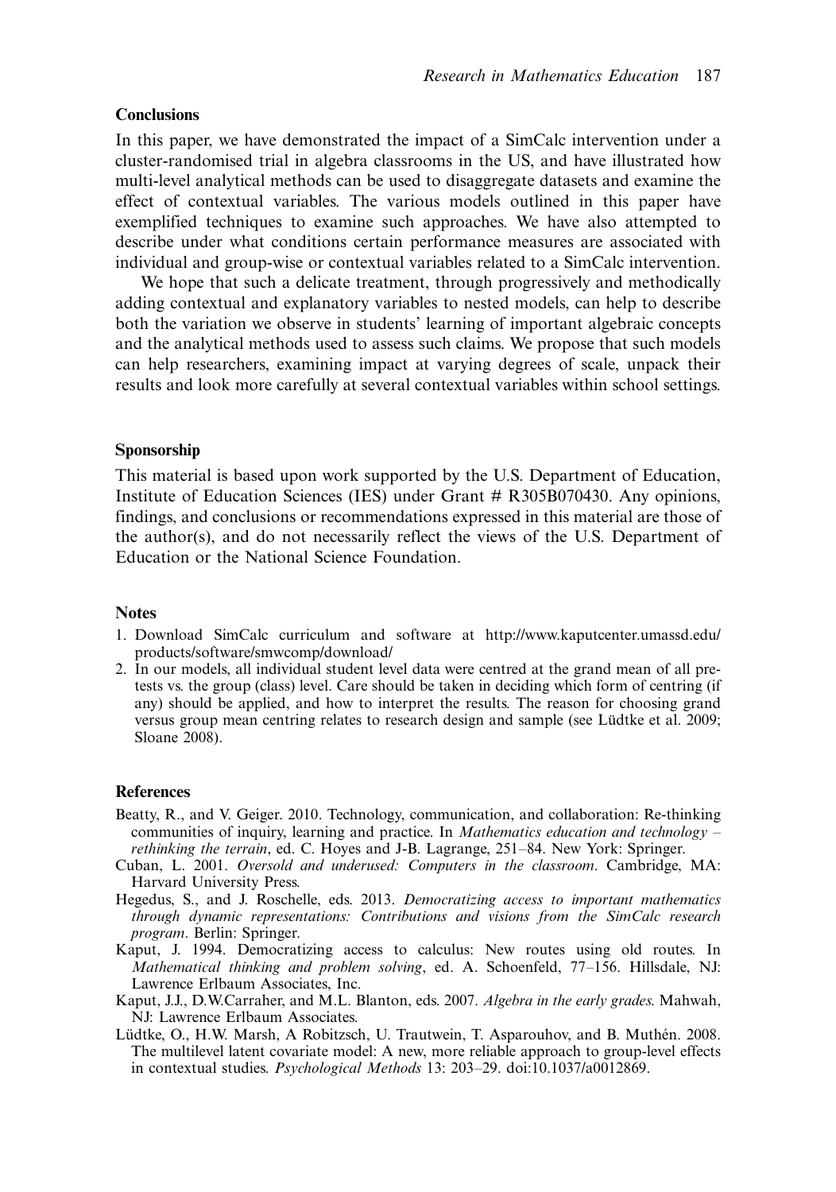## Conclusions

In this paper, we have demonstrated the impact of a SimCalc intervention under a cluster-randomised trial in algebra classrooms in the US, and have illustrated how multi-level analytical methods can be used to disaggregate datasets and examine the effect of contextual variables. The various models outlined in this paper have exemplified techniques to examine such approaches. We have also attempted to describe under what conditions certain performance measures are associated with individual and group-wise or contextual variables related to a SimCalc intervention.

We hope that such a delicate treatment, through progressively and methodically adding contextual and explanatory variables to nested models, can help to describe both the variation we observe in students' learning of important algebraic concepts and the analytical methods used to assess such claims. We propose that such models can help researchers, examining impact at varying degrees of scale, unpack their results and look more carefully at several contextual variables within school settings.

## Sponsorship

This material is based upon work supported by the U.S. Department of Education, Institute of Education Sciences (IES) under Grant # R305B070430. Any opinions, findings, and conclusions or recommendations expressed in this material are those of the author(s), and do not necessarily reflect the views of the U.S. Department of Education or the National Science Foundation.

## Notes

1. Download SimCalc curriculum and software at http://www.kaputcenter.umassd.edu/products/software/smwcomp/download/
2. In our models, all individual student level data were centred at the grand mean of all pre-tests vs. the group (class) level. Care should be taken in deciding which form of centring (if any) should be applied, and how to interpret the results. The reason for choosing grand versus group mean centring relates to research design and sample (see Lüdtke et al. 2009; Sloane 2008).

## References

Beatty, R., and V. Geiger. 2010. Technology, communication, and collaboration: Re-thinking communities of inquiry, learning and practice. In *Mathematics education and technology – rethinking the terrain*, ed. C. Hoyes and J-B. Lagrange, 251–84. New York: Springer.

Cuban, L. 2001. *Oversold and underused: Computers in the classroom*. Cambridge, MA: Harvard University Press.

Hegedus, S., and J. Roschelle, eds. 2013. *Democratizing access to important mathematics through dynamic representations: Contributions and visions from the SimCalc research program*. Berlin: Springer.

Kaput, J. 1994. Democratizing access to calculus: New routes using old routes. In *Mathematical thinking and problem solving*, ed. A. Schoenfeld, 77–156. Hillsdale, NJ: Lawrence Erlbaum Associates, Inc.

Kaput, J.J., D.W.Carraher, and M.L. Blanton, eds. 2007. *Algebra in the early grades*. Mahwah, NJ: Lawrence Erlbaum Associates.

Lüdtke, O., H.W. Marsh, A Robitzsch, U. Trautwein, T. Asparouhov, and B. Muthén. 2008. The multilevel latent covariate model: A new, more reliable approach to group-level effects in contextual studies. *Psychological Methods* 13: 203–29. doi:10.1037/a0012869.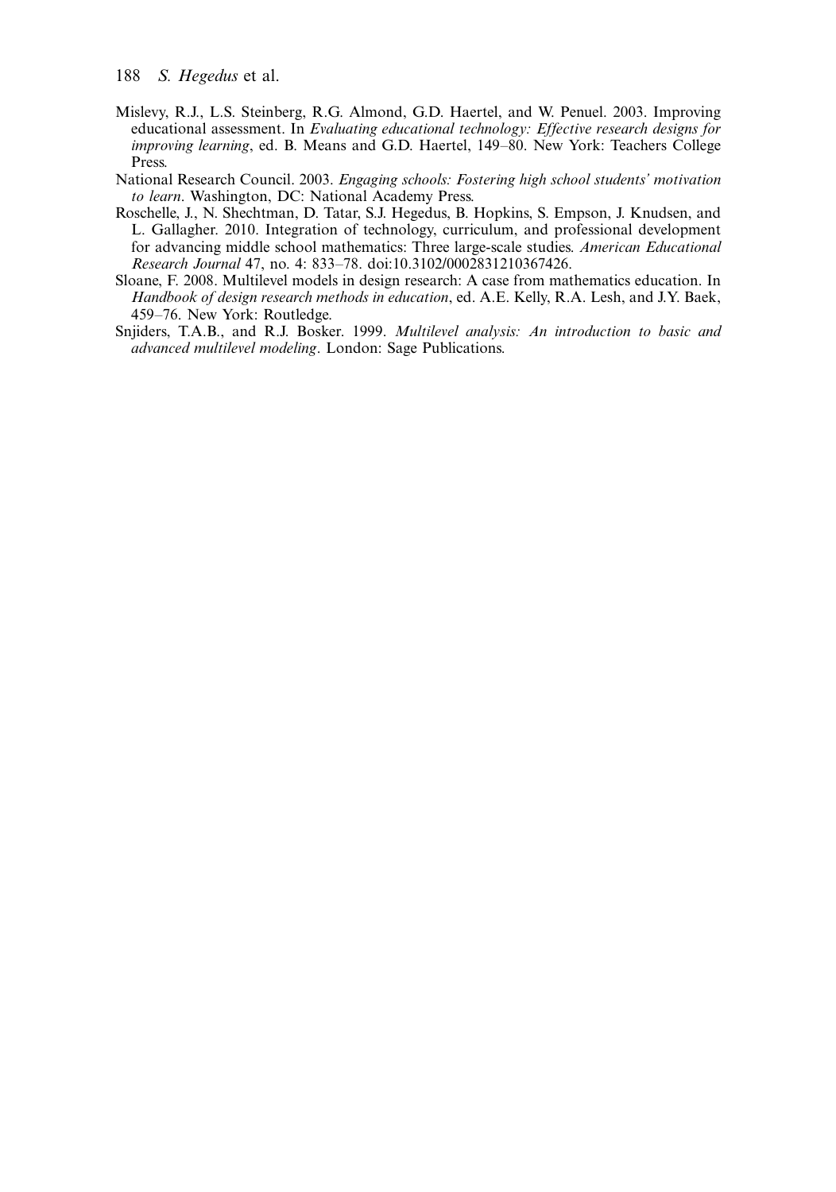Mislevy, R.J., L.S. Steinberg, R.G. Almond, G.D. Haertel, and W. Penuel. 2003. Improving educational assessment. In *Evaluating educational technology: Effective research designs for improving learning*, ed. B. Means and G.D. Haertel, 149–80. New York: Teachers College Press.

National Research Council. 2003. *Engaging schools: Fostering high school students' motivation to learn*. Washington, DC: National Academy Press.

Roschelle, J., N. Shechtman, D. Tatar, S.J. Hegedus, B. Hopkins, S. Empson, J. Knudsen, and L. Gallagher. 2010. Integration of technology, curriculum, and professional development for advancing middle school mathematics: Three large-scale studies. *American Educational Research Journal* 47, no. 4: 833–78. doi:10.3102/0002831210367426.

Sloane, F. 2008. Multilevel models in design research: A case from mathematics education. In *Handbook of design research methods in education*, ed. A.E. Kelly, R.A. Lesh, and J.Y. Baek, 459–76. New York: Routledge.

Snjiders, T.A.B., and R.J. Bosker. 1999. *Multilevel analysis: An introduction to basic and advanced multilevel modeling*. London: Sage Publications.